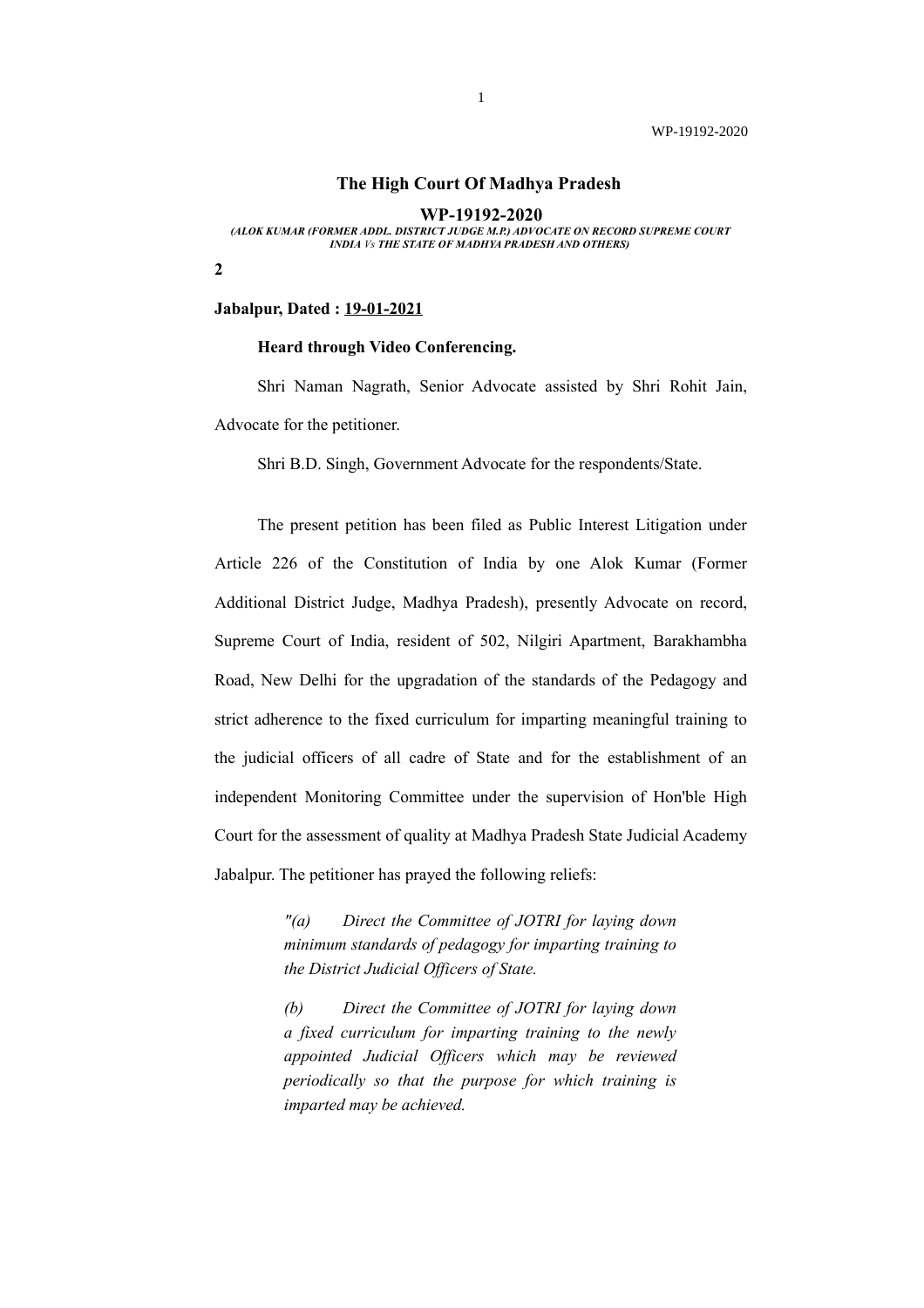# The High Court Of Madhya Pradesh

## WP-19192-2020

*(ALOK KUMAR (FORMER ADDL. DISTRICT JUDGE M.P.) ADVOCATE ON RECORD SUPREME COURT INDIA Vs THE STATE OF MADHYA PRADESH AND OTHERS)*

**2**

**Jabalpur, Dated : 19-01-2021**

**Heard through Video Conferencing.**

Shri Naman Nagrath, Senior Advocate assisted by Shri Rohit Jain, Advocate for the petitioner.

Shri B.D. Singh, Government Advocate for the respondents/State.

The present petition has been filed as Public Interest Litigation under Article 226 of the Constitution of India by one Alok Kumar (Former Additional District Judge, Madhya Pradesh), presently Advocate on record, Supreme Court of India, resident of 502, Nilgiri Apartment, Barakhambha Road, New Delhi for the upgradation of the standards of the Pedagogy and strict adherence to the fixed curriculum for imparting meaningful training to the judicial officers of all cadre of State and for the establishment of an independent Monitoring Committee under the supervision of Hon'ble High Court for the assessment of quality at Madhya Pradesh State Judicial Academy Jabalpur. The petitioner has prayed the following reliefs:

> *"(a) Direct the Committee of JOTRI for laying down minimum standards of pedagogy for imparting training to the District Judicial Officers of State.*
>
> *(b) Direct the Committee of JOTRI for laying down a fixed curriculum for imparting training to the newly appointed Judicial Officers which may be reviewed periodically so that the purpose for which training is imparted may be achieved.*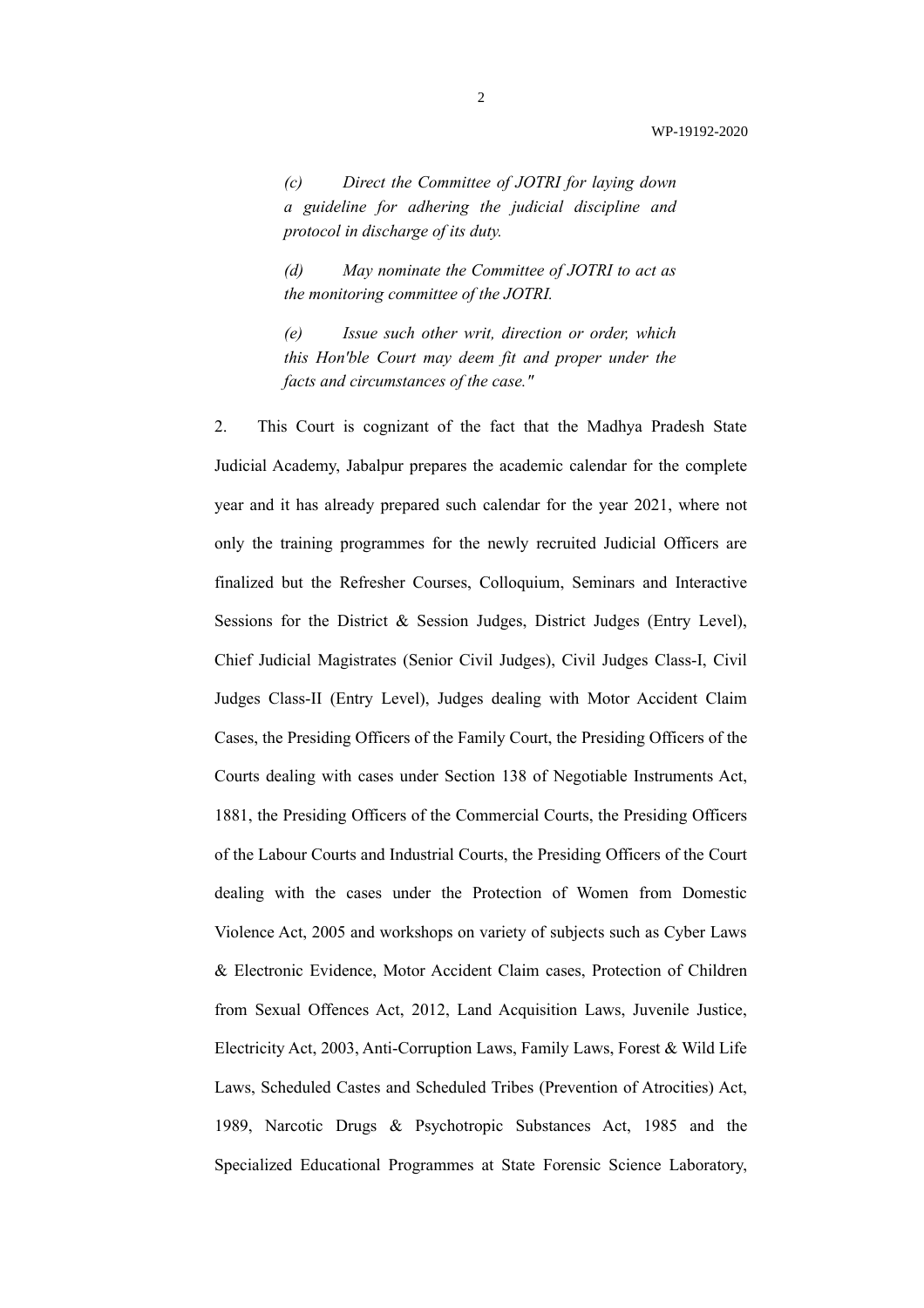*(c) Direct the Committee of JOTRI for laying down a guideline for adhering the judicial discipline and protocol in discharge of its duty.*

*(d) May nominate the Committee of JOTRI to act as the monitoring committee of the JOTRI.*

*(e) Issue such other writ, direction or order, which this Hon'ble Court may deem fit and proper under the facts and circumstances of the case."*

2. This Court is cognizant of the fact that the Madhya Pradesh State Judicial Academy, Jabalpur prepares the academic calendar for the complete year and it has already prepared such calendar for the year 2021, where not only the training programmes for the newly recruited Judicial Officers are finalized but the Refresher Courses, Colloquium, Seminars and Interactive Sessions for the District & Session Judges, District Judges (Entry Level), Chief Judicial Magistrates (Senior Civil Judges), Civil Judges Class-I, Civil Judges Class-II (Entry Level), Judges dealing with Motor Accident Claim Cases, the Presiding Officers of the Family Court, the Presiding Officers of the Courts dealing with cases under Section 138 of Negotiable Instruments Act, 1881, the Presiding Officers of the Commercial Courts, the Presiding Officers of the Labour Courts and Industrial Courts, the Presiding Officers of the Court dealing with the cases under the Protection of Women from Domestic Violence Act, 2005 and workshops on variety of subjects such as Cyber Laws & Electronic Evidence, Motor Accident Claim cases, Protection of Children from Sexual Offences Act, 2012, Land Acquisition Laws, Juvenile Justice, Electricity Act, 2003, Anti-Corruption Laws, Family Laws, Forest & Wild Life Laws, Scheduled Castes and Scheduled Tribes (Prevention of Atrocities) Act, 1989, Narcotic Drugs & Psychotropic Substances Act, 1985 and the Specialized Educational Programmes at State Forensic Science Laboratory,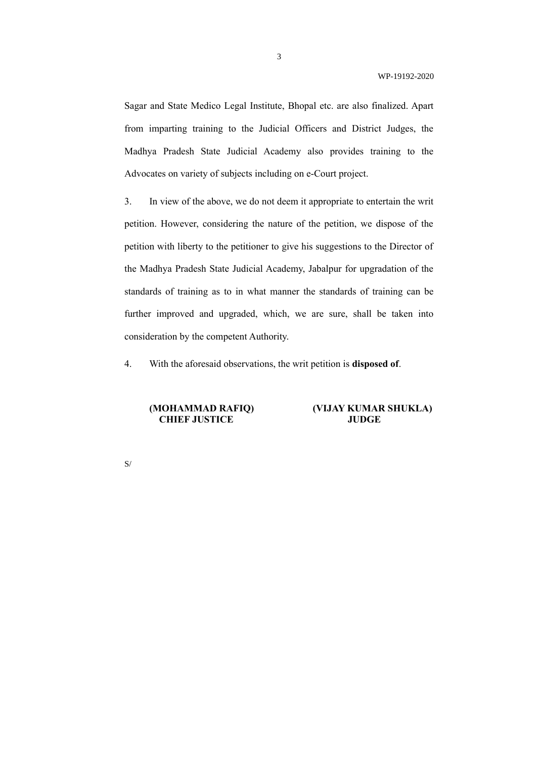Sagar and State Medico Legal Institute, Bhopal etc. are also finalized. Apart from imparting training to the Judicial Officers and District Judges, the Madhya Pradesh State Judicial Academy also provides training to the Advocates on variety of subjects including on e-Court project.

3. In view of the above, we do not deem it appropriate to entertain the writ petition. However, considering the nature of the petition, we dispose of the petition with liberty to the petitioner to give his suggestions to the Director of the Madhya Pradesh State Judicial Academy, Jabalpur for upgradation of the standards of training as to in what manner the standards of training can be further improved and upgraded, which, we are sure, shall be taken into consideration by the competent Authority.

4. With the aforesaid observations, the writ petition is **disposed of**.

| | |
|---|---|
| **(MOHAMMAD RAFIQ)** | **(VIJAY KUMAR SHUKLA)** |
| **CHIEF JUSTICE** | **JUDGE** |

S/